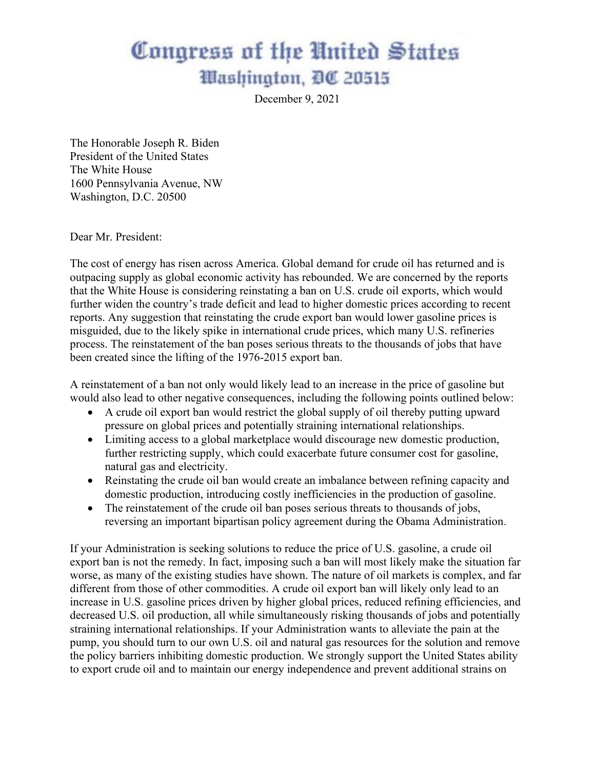# Congress of the United States
## Washington, DC 20515

December 9, 2021

The Honorable Joseph R. Biden
President of the United States
The White House
1600 Pennsylvania Avenue, NW
Washington, D.C. 20500

Dear Mr. President:

The cost of energy has risen across America. Global demand for crude oil has returned and is outpacing supply as global economic activity has rebounded. We are concerned by the reports that the White House is considering reinstating a ban on U.S. crude oil exports, which would further widen the country's trade deficit and lead to higher domestic prices according to recent reports. Any suggestion that reinstating the crude export ban would lower gasoline prices is misguided, due to the likely spike in international crude prices, which many U.S. refineries process. The reinstatement of the ban poses serious threats to the thousands of jobs that have been created since the lifting of the 1976-2015 export ban.

A reinstatement of a ban not only would likely lead to an increase in the price of gasoline but would also lead to other negative consequences, including the following points outlined below:

- A crude oil export ban would restrict the global supply of oil thereby putting upward pressure on global prices and potentially straining international relationships.
- Limiting access to a global marketplace would discourage new domestic production, further restricting supply, which could exacerbate future consumer cost for gasoline, natural gas and electricity.
- Reinstating the crude oil ban would create an imbalance between refining capacity and domestic production, introducing costly inefficiencies in the production of gasoline.
- The reinstatement of the crude oil ban poses serious threats to thousands of jobs, reversing an important bipartisan policy agreement during the Obama Administration.

If your Administration is seeking solutions to reduce the price of U.S. gasoline, a crude oil export ban is not the remedy. In fact, imposing such a ban will most likely make the situation far worse, as many of the existing studies have shown. The nature of oil markets is complex, and far different from those of other commodities. A crude oil export ban will likely only lead to an increase in U.S. gasoline prices driven by higher global prices, reduced refining efficiencies, and decreased U.S. oil production, all while simultaneously risking thousands of jobs and potentially straining international relationships. If your Administration wants to alleviate the pain at the pump, you should turn to our own U.S. oil and natural gas resources for the solution and remove the policy barriers inhibiting domestic production. We strongly support the United States ability to export crude oil and to maintain our energy independence and prevent additional strains on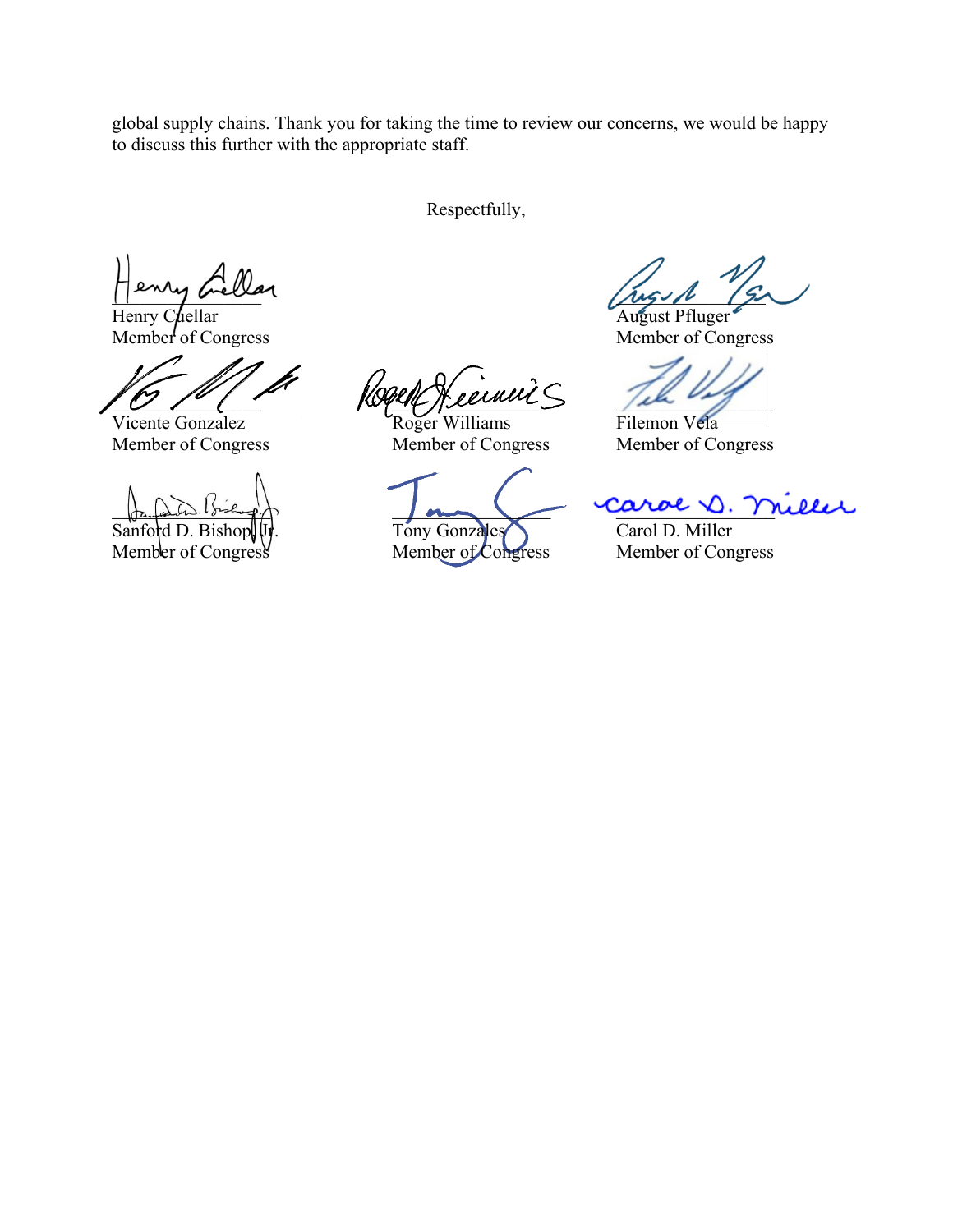global supply chains. Thank you for taking the time to review our concerns, we would be happy to discuss this further with the appropriate staff.

Respectfully,

Henry Cuellar
Member of Congress

August Pfluger
Member of Congress

Vicente Gonzalez
Member of Congress

Roger Williams
Member of Congress

Filemon Vela
Member of Congress

Sanford D. Bishop, Jr.
Member of Congress

Tony Gonzales
Member of Congress

Carol D. Miller
Member of Congress